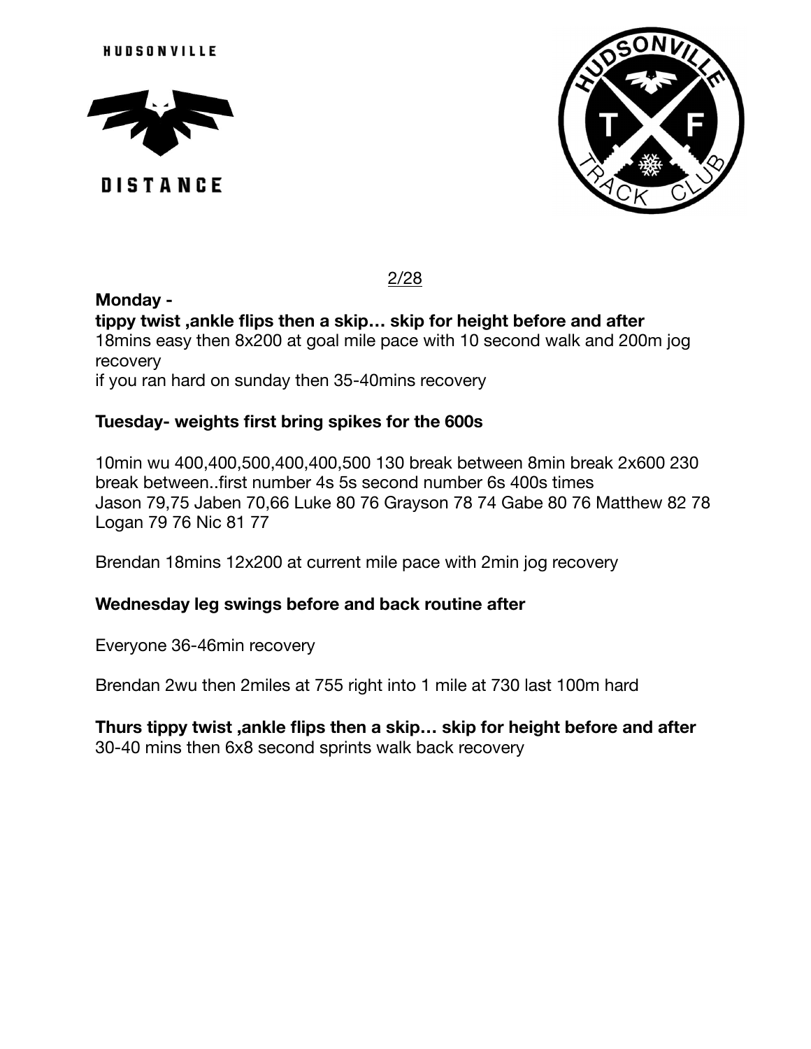HUDSONVILLE

DISTANCE

HUDSONVILLE T F TRACK CLUB

2/28

**Monday -**

**tippy twist ,ankle flips then a skip… skip for height before and after**

18mins easy then 8x200 at goal mile pace with 10 second walk and 200m jog recovery

if you ran hard on sunday then 35-40mins recovery

**Tuesday- weights first bring spikes for the 600s**

10min wu 400,400,500,400,400,500 130 break between 8min break 2x600 230 break between..first number 4s 5s second number 6s 400s times
Jason 79,75 Jaben 70,66 Luke 80 76 Grayson 78 74 Gabe 80 76 Matthew 82 78 Logan 79 76 Nic 81 77

Brendan 18mins 12x200 at current mile pace with 2min jog recovery

**Wednesday leg swings before and back routine after**

Everyone 36-46min recovery

Brendan 2wu then 2miles at 755 right into 1 mile at 730 last 100m hard

**Thurs tippy twist ,ankle flips then a skip… skip for height before and after**

30-40 mins then 6x8 second sprints walk back recovery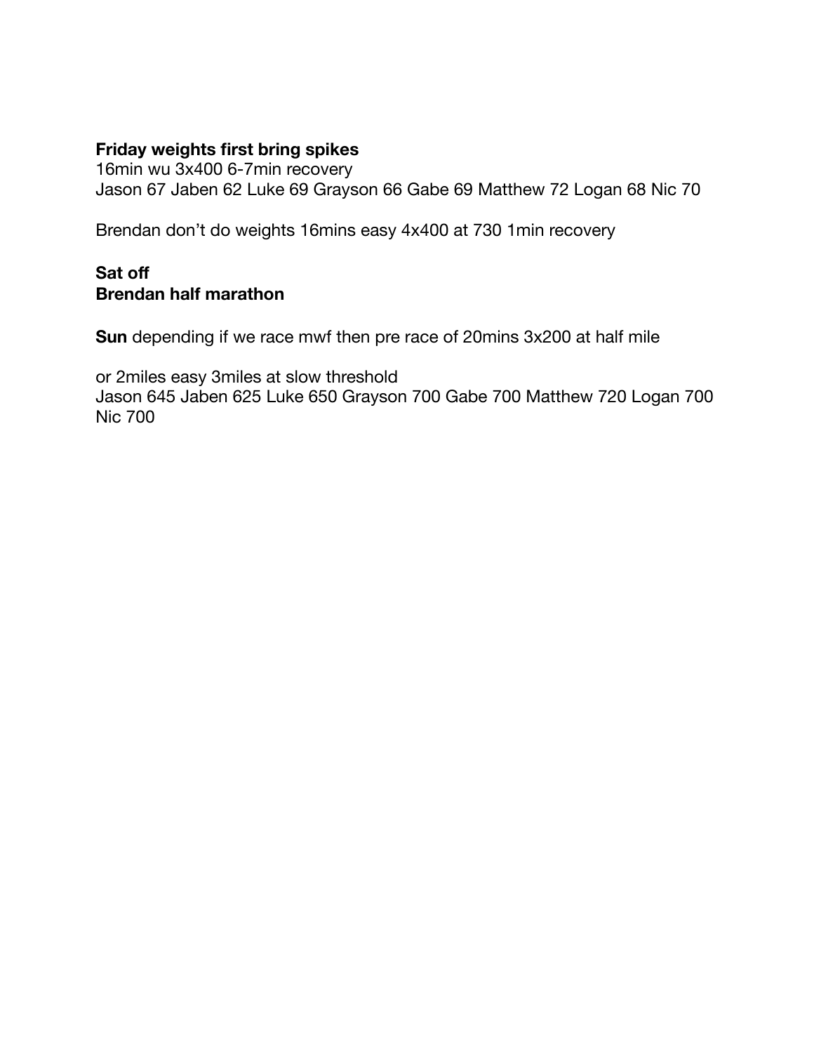**Friday weights first bring spikes**
16min wu 3x400 6-7min recovery
Jason 67 Jaben 62 Luke 69 Grayson 66 Gabe 69 Matthew 72 Logan 68 Nic 70

Brendan don't do weights 16mins easy 4x400 at 730 1min recovery

**Sat off**
**Brendan half marathon**

**Sun** depending if we race mwf then pre race of 20mins 3x200 at half mile

or 2miles easy 3miles at slow threshold
Jason 645 Jaben 625 Luke 650 Grayson 700 Gabe 700 Matthew 720 Logan 700 Nic 700